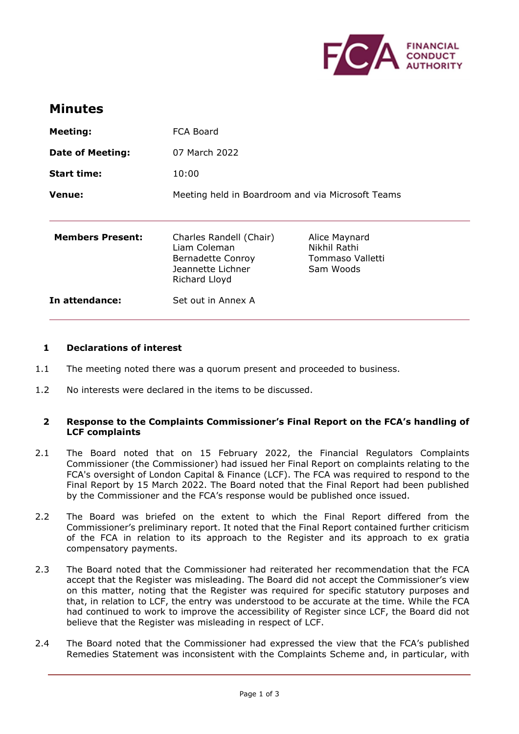# Minutes

| | |
|---|---|
| **Meeting:** | FCA Board |
| **Date of Meeting:** | 07 March 2022 |
| **Start time:** | 10:00 |
| **Venue:** | Meeting held in Boardroom and via Microsoft Teams |

| | | |
|---|---|---|
| **Members Present:** | Charles Randell (Chair)<br>Liam Coleman<br>Bernadette Conroy<br>Jeannette Lichner<br>Richard Lloyd | Alice Maynard<br>Nikhil Rathi<br>Tommaso Valletti<br>Sam Woods |
| **In attendance:** | Set out in Annex A | |

## 1 Declarations of interest

1.1 The meeting noted there was a quorum present and proceeded to business.

1.2 No interests were declared in the items to be discussed.

## 2 Response to the Complaints Commissioner's Final Report on the FCA's handling of LCF complaints

2.1 The Board noted that on 15 February 2022, the Financial Regulators Complaints Commissioner (the Commissioner) had issued her Final Report on complaints relating to the FCA's oversight of London Capital & Finance (LCF). The FCA was required to respond to the Final Report by 15 March 2022. The Board noted that the Final Report had been published by the Commissioner and the FCA's response would be published once issued.

2.2 The Board was briefed on the extent to which the Final Report differed from the Commissioner's preliminary report. It noted that the Final Report contained further criticism of the FCA in relation to its approach to the Register and its approach to ex gratia compensatory payments.

2.3 The Board noted that the Commissioner had reiterated her recommendation that the FCA accept that the Register was misleading. The Board did not accept the Commissioner's view on this matter, noting that the Register was required for specific statutory purposes and that, in relation to LCF, the entry was understood to be accurate at the time. While the FCA had continued to work to improve the accessibility of Register since LCF, the Board did not believe that the Register was misleading in respect of LCF.

2.4 The Board noted that the Commissioner had expressed the view that the FCA's published Remedies Statement was inconsistent with the Complaints Scheme and, in particular, with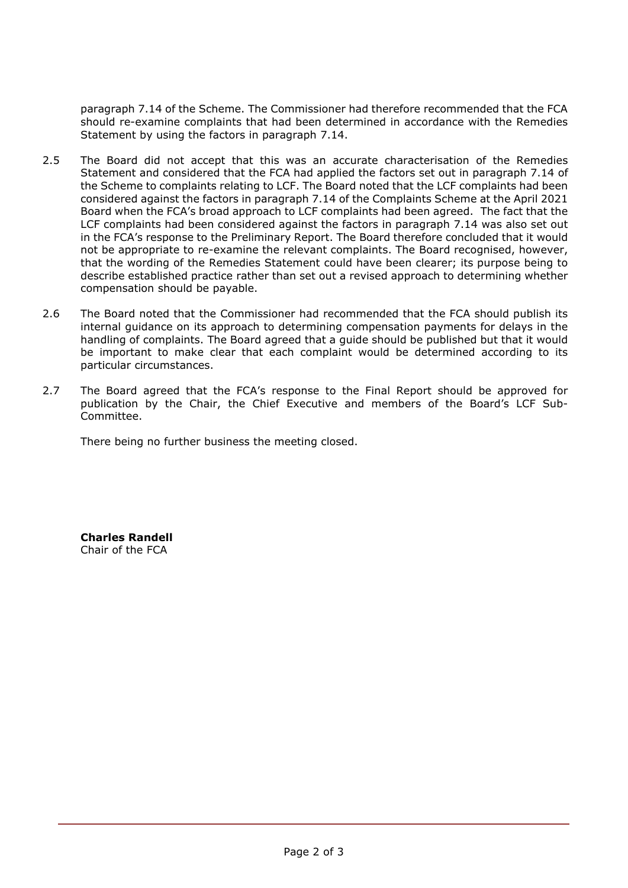paragraph 7.14 of the Scheme. The Commissioner had therefore recommended that the FCA should re-examine complaints that had been determined in accordance with the Remedies Statement by using the factors in paragraph 7.14.

2.5 The Board did not accept that this was an accurate characterisation of the Remedies Statement and considered that the FCA had applied the factors set out in paragraph 7.14 of the Scheme to complaints relating to LCF. The Board noted that the LCF complaints had been considered against the factors in paragraph 7.14 of the Complaints Scheme at the April 2021 Board when the FCA's broad approach to LCF complaints had been agreed. The fact that the LCF complaints had been considered against the factors in paragraph 7.14 was also set out in the FCA's response to the Preliminary Report. The Board therefore concluded that it would not be appropriate to re-examine the relevant complaints. The Board recognised, however, that the wording of the Remedies Statement could have been clearer; its purpose being to describe established practice rather than set out a revised approach to determining whether compensation should be payable.

2.6 The Board noted that the Commissioner had recommended that the FCA should publish its internal guidance on its approach to determining compensation payments for delays in the handling of complaints. The Board agreed that a guide should be published but that it would be important to make clear that each complaint would be determined according to its particular circumstances.

2.7 The Board agreed that the FCA's response to the Final Report should be approved for publication by the Chair, the Chief Executive and members of the Board's LCF Sub-Committee.

There being no further business the meeting closed.

**Charles Randell**
Chair of the FCA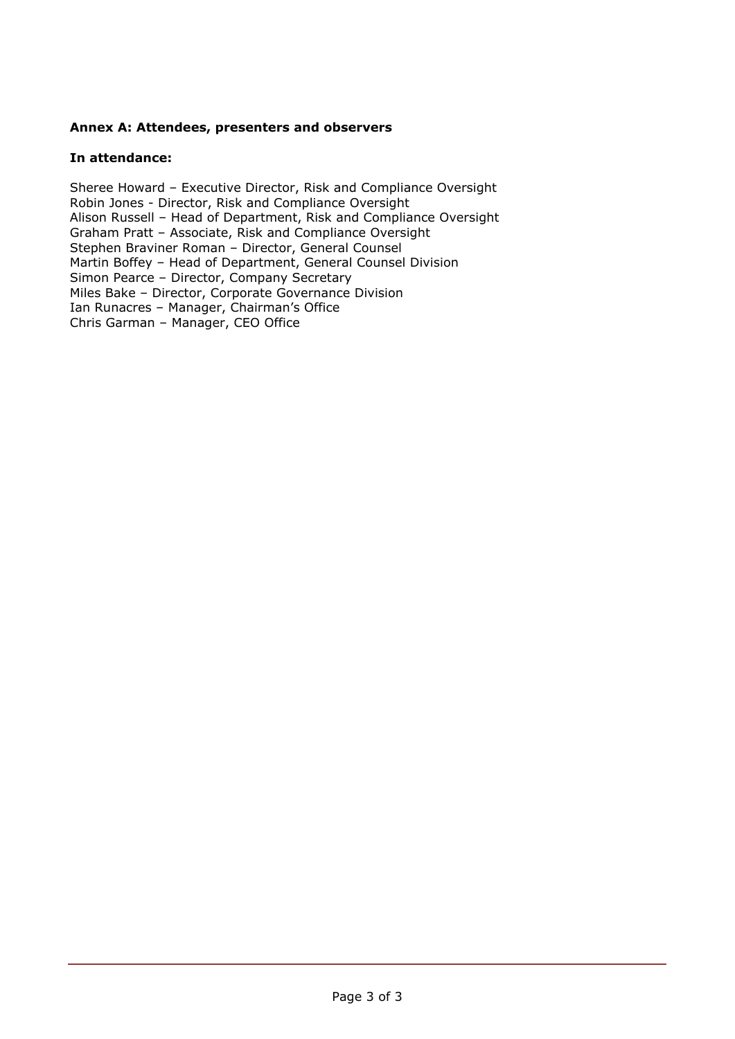**Annex A: Attendees, presenters and observers**

**In attendance:**

Sheree Howard – Executive Director, Risk and Compliance Oversight
Robin Jones - Director, Risk and Compliance Oversight
Alison Russell – Head of Department, Risk and Compliance Oversight
Graham Pratt – Associate, Risk and Compliance Oversight
Stephen Braviner Roman – Director, General Counsel
Martin Boffey – Head of Department, General Counsel Division
Simon Pearce – Director, Company Secretary
Miles Bake – Director, Corporate Governance Division
Ian Runacres – Manager, Chairman's Office
Chris Garman – Manager, CEO Office